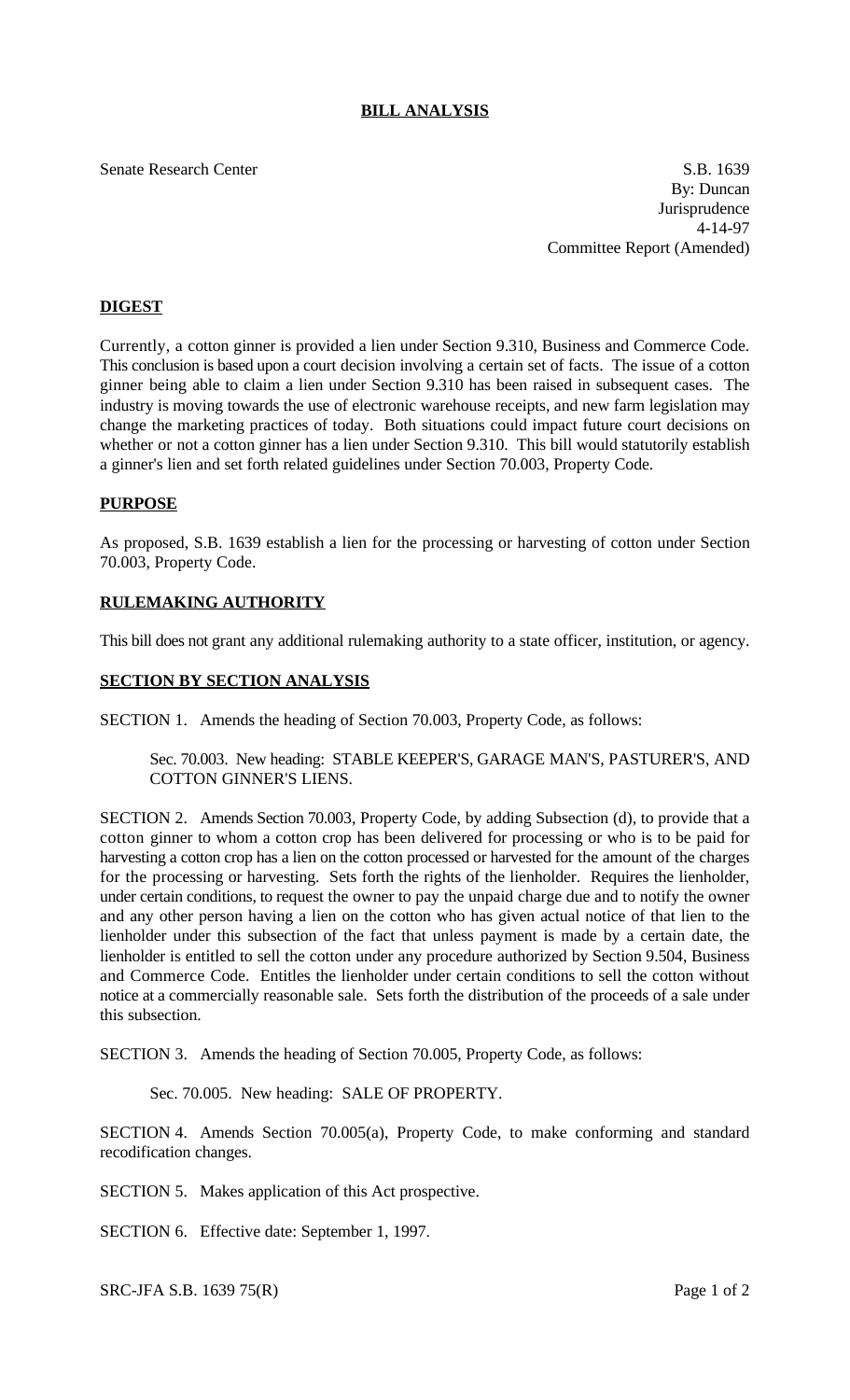# BILL ANALYSIS

Senate Research Center

S.B. 1639
By: Duncan
Jurisprudence
4-14-97
Committee Report (Amended)

## DIGEST

Currently, a cotton ginner is provided a lien under Section 9.310, Business and Commerce Code. This conclusion is based upon a court decision involving a certain set of facts. The issue of a cotton ginner being able to claim a lien under Section 9.310 has been raised in subsequent cases. The industry is moving towards the use of electronic warehouse receipts, and new farm legislation may change the marketing practices of today. Both situations could impact future court decisions on whether or not a cotton ginner has a lien under Section 9.310. This bill would statutorily establish a ginner's lien and set forth related guidelines under Section 70.003, Property Code.

## PURPOSE

As proposed, S.B. 1639 establish a lien for the processing or harvesting of cotton under Section 70.003, Property Code.

## RULEMAKING AUTHORITY

This bill does not grant any additional rulemaking authority to a state officer, institution, or agency.

## SECTION BY SECTION ANALYSIS

SECTION 1. Amends the heading of Section 70.003, Property Code, as follows:

Sec. 70.003. New heading: STABLE KEEPER'S, GARAGE MAN'S, PASTURER'S, AND COTTON GINNER'S LIENS.

SECTION 2. Amends Section 70.003, Property Code, by adding Subsection (d), to provide that a cotton ginner to whom a cotton crop has been delivered for processing or who is to be paid for harvesting a cotton crop has a lien on the cotton processed or harvested for the amount of the charges for the processing or harvesting. Sets forth the rights of the lienholder. Requires the lienholder, under certain conditions, to request the owner to pay the unpaid charge due and to notify the owner and any other person having a lien on the cotton who has given actual notice of that lien to the lienholder under this subsection of the fact that unless payment is made by a certain date, the lienholder is entitled to sell the cotton under any procedure authorized by Section 9.504, Business and Commerce Code. Entitles the lienholder under certain conditions to sell the cotton without notice at a commercially reasonable sale. Sets forth the distribution of the proceeds of a sale under this subsection.

SECTION 3. Amends the heading of Section 70.005, Property Code, as follows:

Sec. 70.005. New heading: SALE OF PROPERTY.

SECTION 4. Amends Section 70.005(a), Property Code, to make conforming and standard recodification changes.

SECTION 5. Makes application of this Act prospective.

SECTION 6. Effective date: September 1, 1997.

SRC-JFA S.B. 1639 75(R)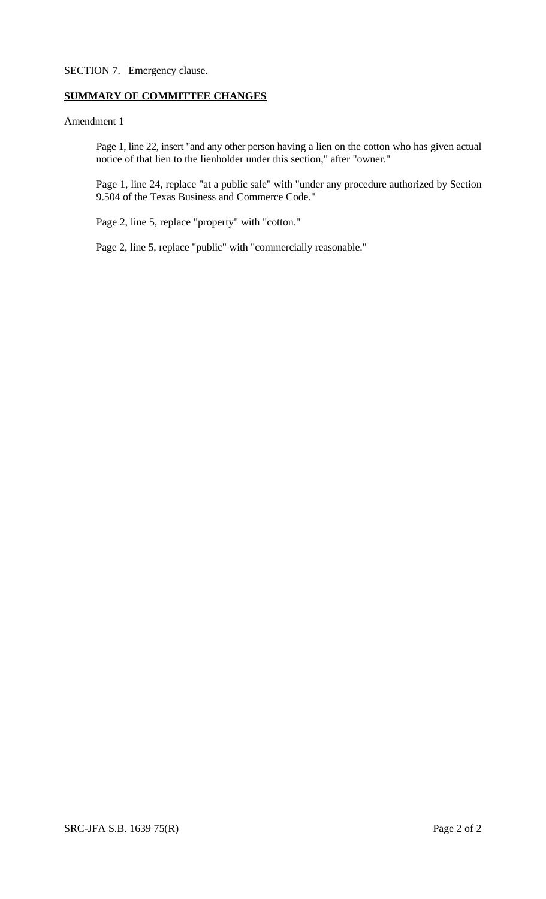SECTION 7. Emergency clause.

## **SUMMARY OF COMMITTEE CHANGES**

Amendment 1

Page 1, line 22, insert "and any other person having a lien on the cotton who has given actual notice of that lien to the lienholder under this section," after "owner."

Page 1, line 24, replace "at a public sale" with "under any procedure authorized by Section 9.504 of the Texas Business and Commerce Code."

Page 2, line 5, replace "property" with "cotton."

Page 2, line 5, replace "public" with "commercially reasonable."